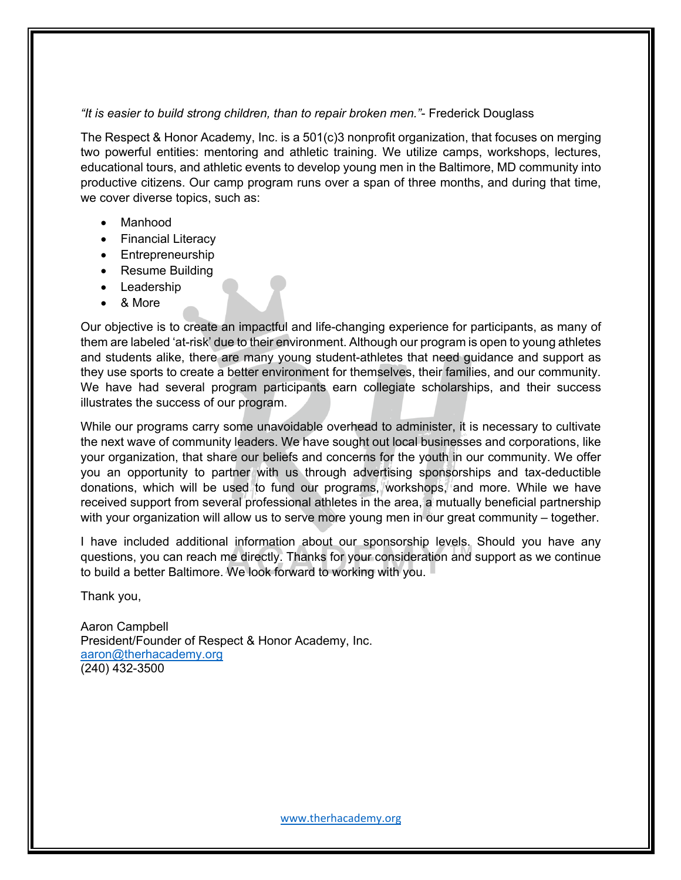*"It is easier to build strong children, than to repair broken men."*- Frederick Douglass

The Respect & Honor Academy, Inc. is a 501(c)3 nonprofit organization, that focuses on merging two powerful entities: mentoring and athletic training. We utilize camps, workshops, lectures, educational tours, and athletic events to develop young men in the Baltimore, MD community into productive citizens. Our camp program runs over a span of three months, and during that time, we cover diverse topics, such as:

- Manhood
- Financial Literacy
- Entrepreneurship
- Resume Building
- Leadership
- & More

Our objective is to create an impactful and life-changing experience for participants, as many of them are labeled 'at-risk' due to their environment. Although our program is open to young athletes and students alike, there are many young student-athletes that need guidance and support as they use sports to create a better environment for themselves, their families, and our community. We have had several program participants earn collegiate scholarships, and their success illustrates the success of our program.

While our programs carry some unavoidable overhead to administer, it is necessary to cultivate the next wave of community leaders. We have sought out local businesses and corporations, like your organization, that share our beliefs and concerns for the youth in our community. We offer you an opportunity to partner with us through advertising sponsorships and tax-deductible donations, which will be used to fund our programs, workshops, and more. While we have received support from several professional athletes in the area, a mutually beneficial partnership with your organization will allow us to serve more young men in our great community – together.

I have included additional information about our sponsorship levels. Should you have any questions, you can reach me directly. Thanks for your consideration and support as we continue to build a better Baltimore. We look forward to working with you.

Thank you,

Aaron Campbell
President/Founder of Respect & Honor Academy, Inc.
aaron@therhacademy.org
(240) 432-3500

www.therhacademy.org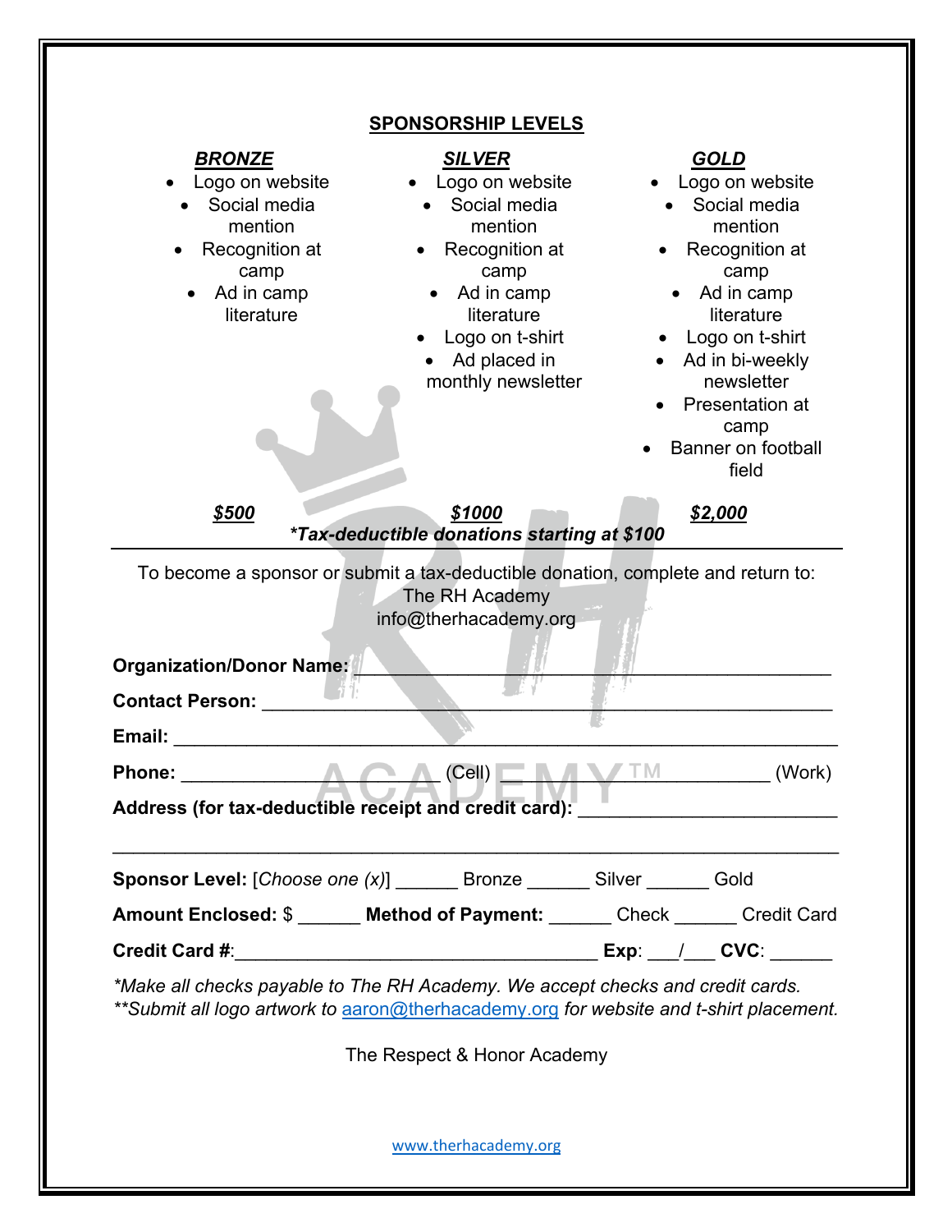## SPONSORSHIP LEVELS

| ***BRONZE*** | ***SILVER*** | ***GOLD*** |
|---|---|---|
| • Logo on website<br>• Social media mention<br>• Recognition at camp<br>• Ad in camp literature | • Logo on website<br>• Social media mention<br>• Recognition at camp<br>• Ad in camp literature<br>• Logo on t-shirt<br>• Ad placed in monthly newsletter | • Logo on website<br>• Social media mention<br>• Recognition at camp<br>• Ad in camp literature<br>• Logo on t-shirt<br>• Ad in bi-weekly newsletter<br>• Presentation at camp<br>• Banner on football field |
| ***$500*** | ***$1000*** | ***$2,000*** |

***Tax-deductible donations starting at $100**

---

To become a sponsor or submit a tax-deductible donation, complete and return to:
The RH Academy
info@therhacademy.org

**Organization/Donor Name:** ____________________________________________

**Contact Person:** ________________________________________________________

**Email:** ______________________________________________________________

**Phone:** ______________________ (Cell) ______________________ (Work)

**Address (for tax-deductible receipt and credit card):** _________________________

___________________________________________________________________

**Sponsor Level:** [*Choose one (x)*] ______ Bronze ______ Silver ______ Gold

**Amount Enclosed:** $ ______ **Method of Payment:** ______ Check ______ Credit Card

**Credit Card #**:___________________________________ **Exp**: ___/___ **CVC**: ______

*\*Make all checks payable to The RH Academy. We accept checks and credit cards.*
*\*\*Submit all logo artwork to aaron@therhacademy.org for website and t-shirt placement.*

The Respect & Honor Academy

www.therhacademy.org